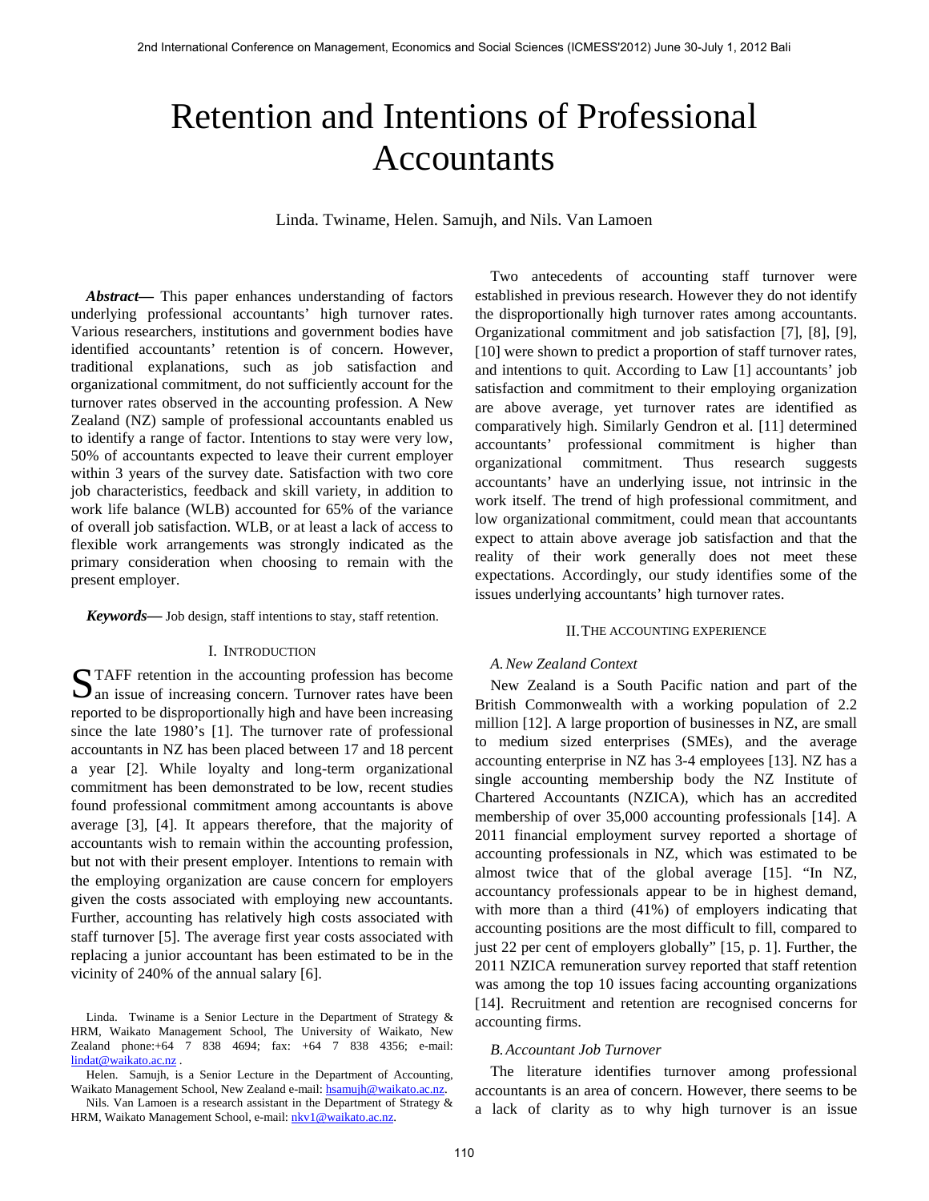# Retention and Intentions of Professional Accountants

Linda. Twiname, Helen. Samujh, and Nils. Van Lamoen

***Abstract*— This paper enhances understanding of factors underlying professional accountants' high turnover rates. Various researchers, institutions and government bodies have identified accountants' retention is of concern. However, traditional explanations, such as job satisfaction and organizational commitment, do not sufficiently account for the turnover rates observed in the accounting profession. A New Zealand (NZ) sample of professional accountants enabled us to identify a range of factor. Intentions to stay were very low, 50% of accountants expected to leave their current employer within 3 years of the survey date. Satisfaction with two core job characteristics, feedback and skill variety, in addition to work life balance (WLB) accounted for 65% of the variance of overall job satisfaction. WLB, or at least a lack of access to flexible work arrangements was strongly indicated as the primary consideration when choosing to remain with the present employer.**

***Keywords*—** Job design, staff intentions to stay, staff retention.

## I. Introduction

STAFF retention in the accounting profession has become an issue of increasing concern. Turnover rates have been reported to be disproportionally high and have been increasing since the late 1980's [1]. The turnover rate of professional accountants in NZ has been placed between 17 and 18 percent a year [2]. While loyalty and long-term organizational commitment has been demonstrated to be low, recent studies found professional commitment among accountants is above average [3], [4]. It appears therefore, that the majority of accountants wish to remain within the accounting profession, but not with their present employer. Intentions to remain with the employing organization are cause concern for employers given the costs associated with employing new accountants. Further, accounting has relatively high costs associated with staff turnover [5]. The average first year costs associated with replacing a junior accountant has been estimated to be in the vicinity of 240% of the annual salary [6].

Linda. Twiname is a Senior Lecture in the Department of Strategy & HRM, Waikato Management School, The University of Waikato, New Zealand phone:+64 7 838 4694; fax: +64 7 838 4356; e-mail: lindat@waikato.ac.nz .

Helen. Samujh, is a Senior Lecture in the Department of Accounting, Waikato Management School, New Zealand e-mail: hsamujh@waikato.ac.nz.

Nils. Van Lamoen is a research assistant in the Department of Strategy & HRM, Waikato Management School, e-mail: nkv1@waikato.ac.nz.

Two antecedents of accounting staff turnover were established in previous research. However they do not identify the disproportionally high turnover rates among accountants. Organizational commitment and job satisfaction [7], [8], [9], [10] were shown to predict a proportion of staff turnover rates, and intentions to quit. According to Law [1] accountants' job satisfaction and commitment to their employing organization are above average, yet turnover rates are identified as comparatively high. Similarly Gendron et al. [11] determined accountants' professional commitment is higher than organizational commitment. Thus research suggests accountants' have an underlying issue, not intrinsic in the work itself. The trend of high professional commitment, and low organizational commitment, could mean that accountants expect to attain above average job satisfaction and that the reality of their work generally does not meet these expectations. Accordingly, our study identifies some of the issues underlying accountants' high turnover rates.

## II. The Accounting Experience

### A. New Zealand Context

New Zealand is a South Pacific nation and part of the British Commonwealth with a working population of 2.2 million [12]. A large proportion of businesses in NZ, are small to medium sized enterprises (SMEs), and the average accounting enterprise in NZ has 3-4 employees [13]. NZ has a single accounting membership body the NZ Institute of Chartered Accountants (NZICA), which has an accredited membership of over 35,000 accounting professionals [14]. A 2011 financial employment survey reported a shortage of accounting professionals in NZ, which was estimated to be almost twice that of the global average [15]. "In NZ, accountancy professionals appear to be in highest demand, with more than a third (41%) of employers indicating that accounting positions are the most difficult to fill, compared to just 22 per cent of employers globally" [15, p. 1]. Further, the 2011 NZICA remuneration survey reported that staff retention was among the top 10 issues facing accounting organizations [14]. Recruitment and retention are recognised concerns for accounting firms.

### B. Accountant Job Turnover

The literature identifies turnover among professional accountants is an area of concern. However, there seems to be a lack of clarity as to why high turnover is an issue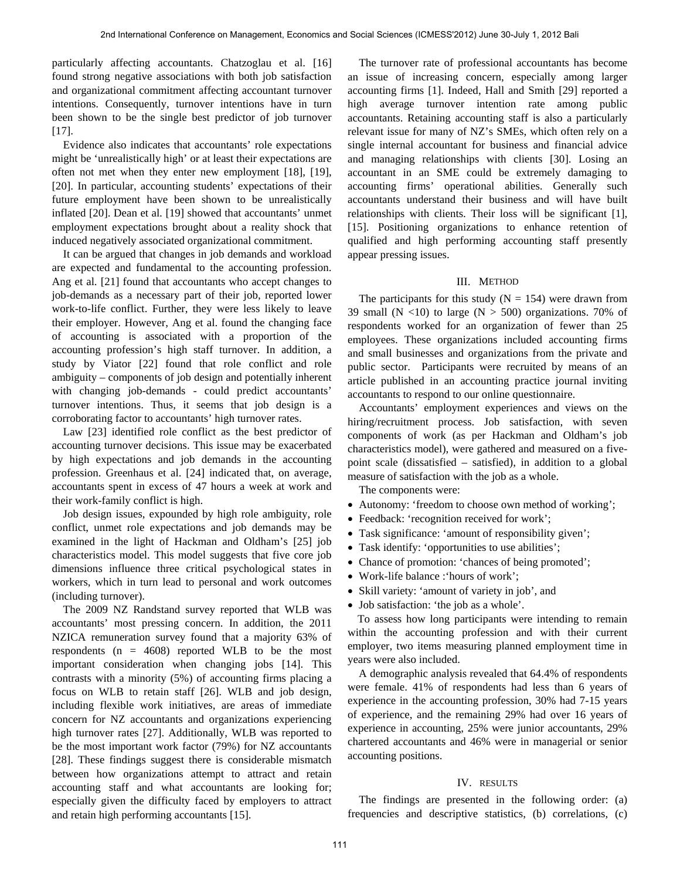particularly affecting accountants. Chatzoglau et al. [16] found strong negative associations with both job satisfaction and organizational commitment affecting accountant turnover intentions. Consequently, turnover intentions have in turn been shown to be the single best predictor of job turnover [17].

Evidence also indicates that accountants' role expectations might be 'unrealistically high' or at least their expectations are often not met when they enter new employment [18], [19], [20]. In particular, accounting students' expectations of their future employment have been shown to be unrealistically inflated [20]. Dean et al. [19] showed that accountants' unmet employment expectations brought about a reality shock that induced negatively associated organizational commitment.

It can be argued that changes in job demands and workload are expected and fundamental to the accounting profession. Ang et al. [21] found that accountants who accept changes to job-demands as a necessary part of their job, reported lower work-to-life conflict. Further, they were less likely to leave their employer. However, Ang et al. found the changing face of accounting is associated with a proportion of the accounting profession's high staff turnover. In addition, a study by Viator [22] found that role conflict and role ambiguity – components of job design and potentially inherent with changing job-demands - could predict accountants' turnover intentions. Thus, it seems that job design is a corroborating factor to accountants' high turnover rates.

Law [23] identified role conflict as the best predictor of accounting turnover decisions. This issue may be exacerbated by high expectations and job demands in the accounting profession. Greenhaus et al. [24] indicated that, on average, accountants spent in excess of 47 hours a week at work and their work-family conflict is high.

Job design issues, expounded by high role ambiguity, role conflict, unmet role expectations and job demands may be examined in the light of Hackman and Oldham's [25] job characteristics model. This model suggests that five core job dimensions influence three critical psychological states in workers, which in turn lead to personal and work outcomes (including turnover).

The 2009 NZ Randstand survey reported that WLB was accountants' most pressing concern. In addition, the 2011 NZICA remuneration survey found that a majority 63% of respondents (n = 4608) reported WLB to be the most important consideration when changing jobs [14]. This contrasts with a minority (5%) of accounting firms placing a focus on WLB to retain staff [26]. WLB and job design, including flexible work initiatives, are areas of immediate concern for NZ accountants and organizations experiencing high turnover rates [27]. Additionally, WLB was reported to be the most important work factor (79%) for NZ accountants [28]. These findings suggest there is considerable mismatch between how organizations attempt to attract and retain accounting staff and what accountants are looking for; especially given the difficulty faced by employers to attract and retain high performing accountants [15].

The turnover rate of professional accountants has become an issue of increasing concern, especially among larger accounting firms [1]. Indeed, Hall and Smith [29] reported a high average turnover intention rate among public accountants. Retaining accounting staff is also a particularly relevant issue for many of NZ's SMEs, which often rely on a single internal accountant for business and financial advice and managing relationships with clients [30]. Losing an accountant in an SME could be extremely damaging to accounting firms' operational abilities. Generally such accountants understand their business and will have built relationships with clients. Their loss will be significant [1], [15]. Positioning organizations to enhance retention of qualified and high performing accounting staff presently appear pressing issues.

## III. Method

The participants for this study (N = 154) were drawn from 39 small (N <10) to large (N > 500) organizations. 70% of respondents worked for an organization of fewer than 25 employees. These organizations included accounting firms and small businesses and organizations from the private and public sector. Participants were recruited by means of an article published in an accounting practice journal inviting accountants to respond to our online questionnaire.

Accountants' employment experiences and views on the hiring/recruitment process. Job satisfaction, with seven components of work (as per Hackman and Oldham's job characteristics model), were gathered and measured on a five-point scale (dissatisfied – satisfied), in addition to a global measure of satisfaction with the job as a whole.

The components were:

- Autonomy: 'freedom to choose own method of working';
- Feedback: 'recognition received for work';
- Task significance: 'amount of responsibility given';
- Task identify: 'opportunities to use abilities';
- Chance of promotion: 'chances of being promoted';
- Work-life balance :'hours of work';
- Skill variety: 'amount of variety in job', and
- Job satisfaction: 'the job as a whole'.

To assess how long participants were intending to remain within the accounting profession and with their current employer, two items measuring planned employment time in years were also included.

A demographic analysis revealed that 64.4% of respondents were female. 41% of respondents had less than 6 years of experience in the accounting profession, 30% had 7-15 years of experience, and the remaining 29% had over 16 years of experience in accounting, 25% were junior accountants, 29% chartered accountants and 46% were in managerial or senior accounting positions.

## IV. Results

The findings are presented in the following order: (a) frequencies and descriptive statistics, (b) correlations, (c)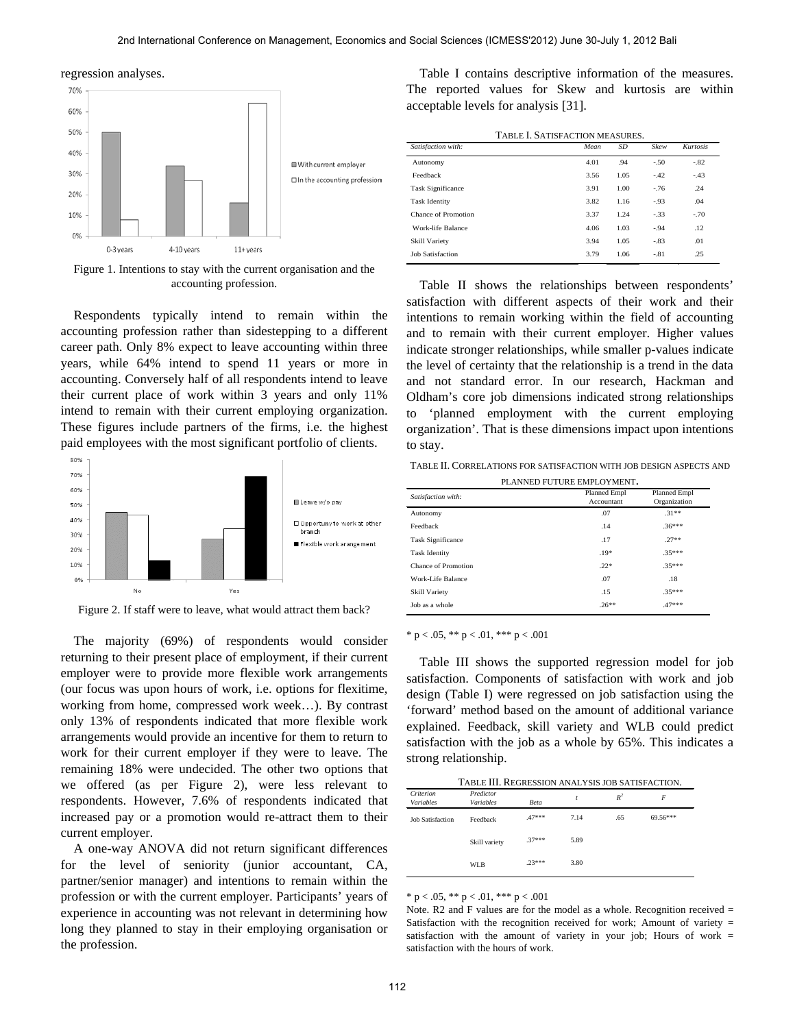regression analyses.

Figure 1. Intentions to stay with the current organisation and the accounting profession.

Respondents typically intend to remain within the accounting profession rather than sidestepping to a different career path. Only 8% expect to leave accounting within three years, while 64% intend to spend 11 years or more in accounting. Conversely half of all respondents intend to leave their current place of work within 3 years and only 11% intend to remain with their current employing organization. These figures include partners of the firms, i.e. the highest paid employees with the most significant portfolio of clients.

Figure 2. If staff were to leave, what would attract them back?

The majority (69%) of respondents would consider returning to their present place of employment, if their current employer were to provide more flexible work arrangements (our focus was upon hours of work, i.e. options for flexitime, working from home, compressed work week…). By contrast only 13% of respondents indicated that more flexible work arrangements would provide an incentive for them to return to work for their current employer if they were to leave. The remaining 18% were undecided. The other two options that we offered (as per Figure 2), were less relevant to respondents. However, 7.6% of respondents indicated that increased pay or a promotion would re-attract them to their current employer.

A one-way ANOVA did not return significant differences for the level of seniority (junior accountant, CA, partner/senior manager) and intentions to remain within the profession or with the current employer. Participants' years of experience in accounting was not relevant in determining how long they planned to stay in their employing organisation or the profession.

Table I contains descriptive information of the measures. The reported values for Skew and kurtosis are within acceptable levels for analysis [31].

TABLE I. SATISFACTION MEASURES.

| *Satisfaction with:* | *Mean* | *SD* | *Skew* | *Kurtosis* |
|---|---|---|---|---|
| Autonomy | 4.01 | .94 | -.50 | -.82 |
| Feedback | 3.56 | 1.05 | -.42 | -.43 |
| Task Significance | 3.91 | 1.00 | -.76 | .24 |
| Task Identity | 3.82 | 1.16 | -.93 | .04 |
| Chance of Promotion | 3.37 | 1.24 | -.33 | -.70 |
| Work-life Balance | 4.06 | 1.03 | -.94 | .12 |
| Skill Variety | 3.94 | 1.05 | -.83 | .01 |
| Job Satisfaction | 3.79 | 1.06 | -.81 | .25 |

Table II shows the relationships between respondents' satisfaction with different aspects of their work and their intentions to remain working within the field of accounting and to remain with their current employer. Higher values indicate stronger relationships, while smaller p-values indicate the level of certainty that the relationship is a trend in the data and not standard error. In our research, Hackman and Oldham's core job dimensions indicated strong relationships to 'planned employment with the current employing organization'. That is these dimensions impact upon intentions to stay.

TABLE II. CORRELATIONS FOR SATISFACTION WITH JOB DESIGN ASPECTS AND PLANNED FUTURE EMPLOYMENT.

| *Satisfaction with:* | Planned Empl Accountant | Planned Empl Organization |
|---|---|---|
| Autonomy | .07 | .31** |
| Feedback | .14 | .36*** |
| Task Significance | .17 | .27** |
| Task Identity | .19* | .35*** |
| Chance of Promotion | .22* | .35*** |
| Work-Life Balance | .07 | .18 |
| Skill Variety | .15 | .35*** |
| Job as a whole | .26** | .47*** |

* $p < .05$, ** $p < .01$, *** $p < .001$

Table III shows the supported regression model for job satisfaction. Components of satisfaction with work and job design (Table I) were regressed on job satisfaction using the 'forward' method based on the amount of additional variance explained. Feedback, skill variety and WLB could predict satisfaction with the job as a whole by 65%. This indicates a strong relationship.

TABLE III. REGRESSION ANALYSIS JOB SATISFACTION.

| *Criterion Variables* | *Predictor Variables* | *Beta* | *t* | $R^2$ | *F* |
|---|---|---|---|---|---|
| Job Satisfaction | Feedback | .47*** | 7.14 | .65 | 69.56*** |
| | Skill variety | .37*** | 5.89 | | |
| | WLB | .23*** | 3.80 | | |

* $p < .05$, ** $p < .01$, *** $p < .001$

Note. R2 and F values are for the model as a whole. Recognition received = Satisfaction with the recognition received for work; Amount of variety = satisfaction with the amount of variety in your job; Hours of work = satisfaction with the hours of work.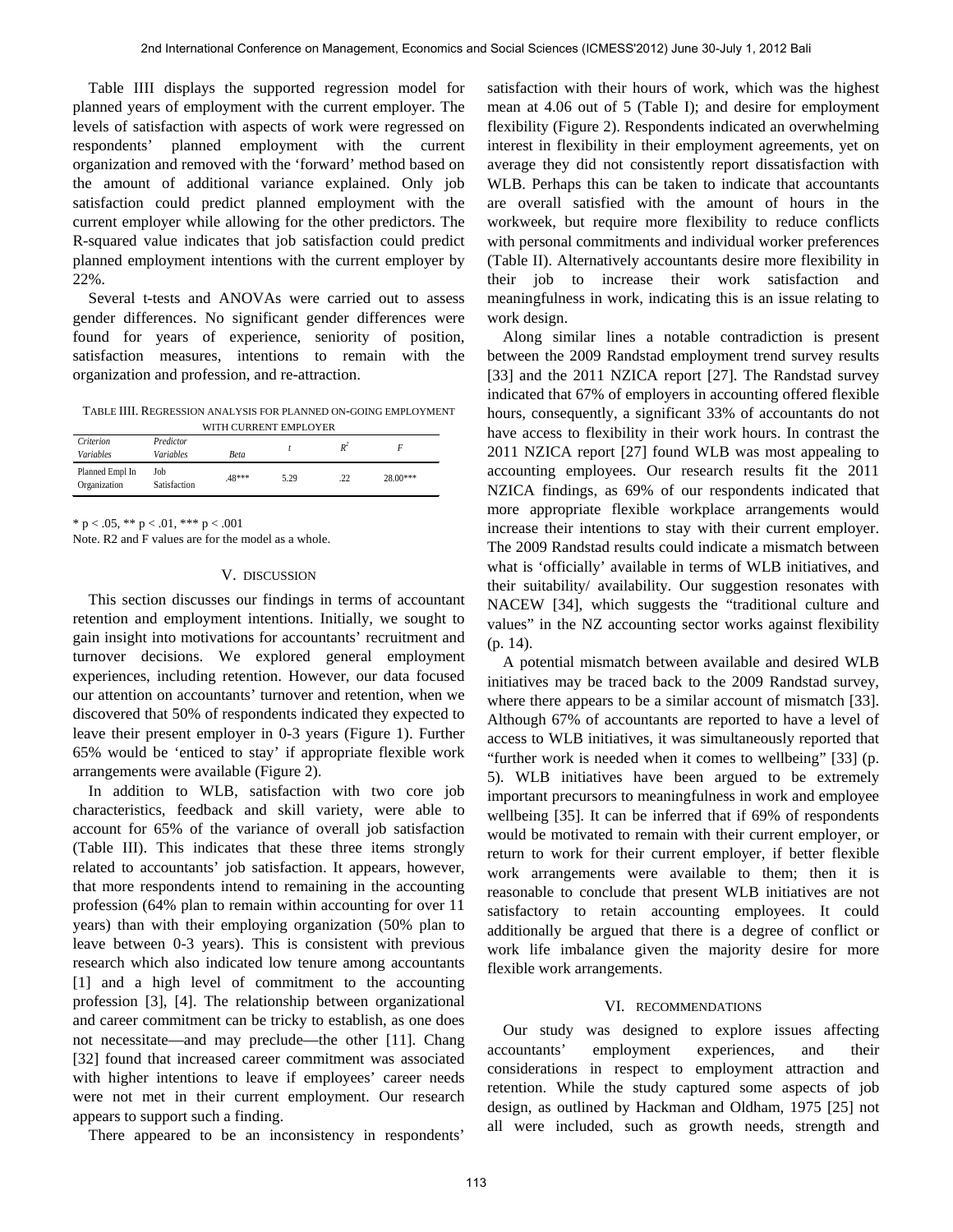Table IIII displays the supported regression model for planned years of employment with the current employer. The levels of satisfaction with aspects of work were regressed on respondents' planned employment with the current organization and removed with the 'forward' method based on the amount of additional variance explained. Only job satisfaction could predict planned employment with the current employer while allowing for the other predictors. The R-squared value indicates that job satisfaction could predict planned employment intentions with the current employer by 22%.

Several t-tests and ANOVAs were carried out to assess gender differences. No significant gender differences were found for years of experience, seniority of position, satisfaction measures, intentions to remain with the organization and profession, and re-attraction.

TABLE IIII. REGRESSION ANALYSIS FOR PLANNED ON-GOING EMPLOYMENT WITH CURRENT EMPLOYER

| *Criterion Variables* | *Predictor Variables* | *Beta* | *t* | $R^2$ | *F* |
|---|---|---|---|---|---|
| Planned Empl In Organization | Job Satisfaction | .48*** | 5.29 | .22 | 28.00*** |

\* p < .05, ** p < .01, *** p < .001

Note. R2 and F values are for the model as a whole.

## V. DISCUSSION

This section discusses our findings in terms of accountant retention and employment intentions. Initially, we sought to gain insight into motivations for accountants' recruitment and turnover decisions. We explored general employment experiences, including retention. However, our data focused our attention on accountants' turnover and retention, when we discovered that 50% of respondents indicated they expected to leave their present employer in 0-3 years (Figure 1). Further 65% would be 'enticed to stay' if appropriate flexible work arrangements were available (Figure 2).

In addition to WLB, satisfaction with two core job characteristics, feedback and skill variety, were able to account for 65% of the variance of overall job satisfaction (Table III). This indicates that these three items strongly related to accountants' job satisfaction. It appears, however, that more respondents intend to remaining in the accounting profession (64% plan to remain within accounting for over 11 years) than with their employing organization (50% plan to leave between 0-3 years). This is consistent with previous research which also indicated low tenure among accountants [1] and a high level of commitment to the accounting profession [3], [4]. The relationship between organizational and career commitment can be tricky to establish, as one does not necessitate—and may preclude—the other [11]. Chang [32] found that increased career commitment was associated with higher intentions to leave if employees' career needs were not met in their current employment. Our research appears to support such a finding.

There appeared to be an inconsistency in respondents' satisfaction with their hours of work, which was the highest mean at 4.06 out of 5 (Table I); and desire for employment flexibility (Figure 2). Respondents indicated an overwhelming interest in flexibility in their employment agreements, yet on average they did not consistently report dissatisfaction with WLB. Perhaps this can be taken to indicate that accountants are overall satisfied with the amount of hours in the workweek, but require more flexibility to reduce conflicts with personal commitments and individual worker preferences (Table II). Alternatively accountants desire more flexibility in their job to increase their work satisfaction and meaningfulness in work, indicating this is an issue relating to work design.

Along similar lines a notable contradiction is present between the 2009 Randstad employment trend survey results [33] and the 2011 NZICA report [27]. The Randstad survey indicated that 67% of employers in accounting offered flexible hours, consequently, a significant 33% of accountants do not have access to flexibility in their work hours. In contrast the 2011 NZICA report [27] found WLB was most appealing to accounting employees. Our research results fit the 2011 NZICA findings, as 69% of our respondents indicated that more appropriate flexible workplace arrangements would increase their intentions to stay with their current employer. The 2009 Randstad results could indicate a mismatch between what is 'officially' available in terms of WLB initiatives, and their suitability/ availability. Our suggestion resonates with NACEW [34], which suggests the "traditional culture and values" in the NZ accounting sector works against flexibility (p. 14).

A potential mismatch between available and desired WLB initiatives may be traced back to the 2009 Randstad survey, where there appears to be a similar account of mismatch [33]. Although 67% of accountants are reported to have a level of access to WLB initiatives, it was simultaneously reported that "further work is needed when it comes to wellbeing" [33] (p. 5). WLB initiatives have been argued to be extremely important precursors to meaningfulness in work and employee wellbeing [35]. It can be inferred that if 69% of respondents would be motivated to remain with their current employer, or return to work for their current employer, if better flexible work arrangements were available to them; then it is reasonable to conclude that present WLB initiatives are not satisfactory to retain accounting employees. It could additionally be argued that there is a degree of conflict or work life imbalance given the majority desire for more flexible work arrangements.

## VI. RECOMMENDATIONS

Our study was designed to explore issues affecting accountants' employment experiences, and their considerations in respect to employment attraction and retention. While the study captured some aspects of job design, as outlined by Hackman and Oldham, 1975 [25] not all were included, such as growth needs, strength and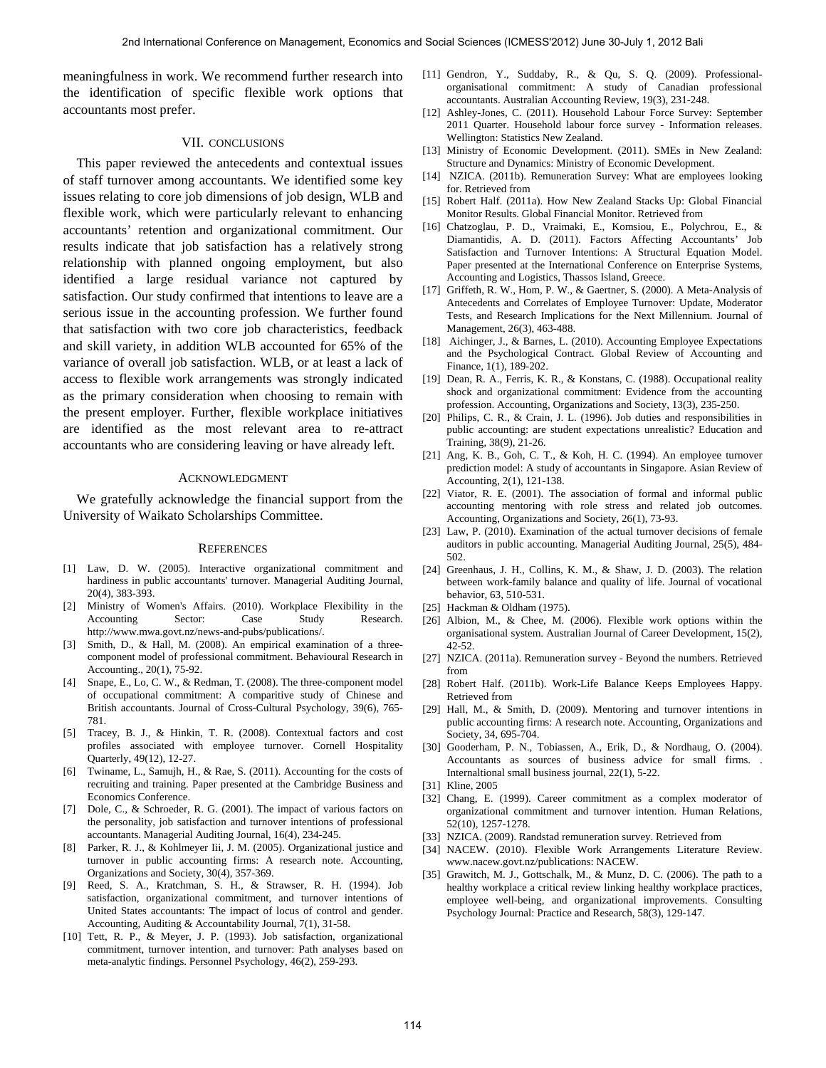meaningfulness in work. We recommend further research into the identification of specific flexible work options that accountants most prefer.

## VII. Conclusions

This paper reviewed the antecedents and contextual issues of staff turnover among accountants. We identified some key issues relating to core job dimensions of job design, WLB and flexible work, which were particularly relevant to enhancing accountants' retention and organizational commitment. Our results indicate that job satisfaction has a relatively strong relationship with planned ongoing employment, but also identified a large residual variance not captured by satisfaction. Our study confirmed that intentions to leave are a serious issue in the accounting profession. We further found that satisfaction with two core job characteristics, feedback and skill variety, in addition WLB accounted for 65% of the variance of overall job satisfaction. WLB, or at least a lack of access to flexible work arrangements was strongly indicated as the primary consideration when choosing to remain with the present employer. Further, flexible workplace initiatives are identified as the most relevant area to re-attract accountants who are considering leaving or have already left.

## Acknowledgment

We gratefully acknowledge the financial support from the University of Waikato Scholarships Committee.

## References

[1] Law, D. W. (2005). Interactive organizational commitment and hardiness in public accountants' turnover. Managerial Auditing Journal, 20(4), 383-393.

[2] Ministry of Women's Affairs. (2010). Workplace Flexibility in the Accounting Sector: Case Study Research. http://www.mwa.govt.nz/news-and-pubs/publications/.

[3] Smith, D., & Hall, M. (2008). An empirical examination of a three-component model of professional commitment. Behavioural Research in Accounting., 20(1), 75-92.

[4] Snape, E., Lo, C. W., & Redman, T. (2008). The three-component model of occupational commitment: A comparitive study of Chinese and British accountants. Journal of Cross-Cultural Psychology, 39(6), 765-781.

[5] Tracey, B. J., & Hinkin, T. R. (2008). Contextual factors and cost profiles associated with employee turnover. Cornell Hospitality Quarterly, 49(12), 12-27.

[6] Twiname, L., Samujh, H., & Rae, S. (2011). Accounting for the costs of recruiting and training. Paper presented at the Cambridge Business and Economics Conference.

[7] Dole, C., & Schroeder, R. G. (2001). The impact of various factors on the personality, job satisfaction and turnover intentions of professional accountants. Managerial Auditing Journal, 16(4), 234-245.

[8] Parker, R. J., & Kohlmeyer Iii, J. M. (2005). Organizational justice and turnover in public accounting firms: A research note. Accounting, Organizations and Society, 30(4), 357-369.

[9] Reed, S. A., Kratchman, S. H., & Strawser, R. H. (1994). Job satisfaction, organizational commitment, and turnover intentions of United States accountants: The impact of locus of control and gender. Accounting, Auditing & Accountability Journal, 7(1), 31-58.

[10] Tett, R. P., & Meyer, J. P. (1993). Job satisfaction, organizational commitment, turnover intention, and turnover: Path analyses based on meta-analytic findings. Personnel Psychology, 46(2), 259-293.

[11] Gendron, Y., Suddaby, R., & Qu, S. Q. (2009). Professional-organisational commitment: A study of Canadian professional accountants. Australian Accounting Review, 19(3), 231-248.

[12] Ashley-Jones, C. (2011). Household Labour Force Survey: September 2011 Quarter. Household labour force survey - Information releases. Wellington: Statistics New Zealand.

[13] Ministry of Economic Development. (2011). SMEs in New Zealand: Structure and Dynamics: Ministry of Economic Development.

[14] NZICA. (2011b). Remuneration Survey: What are employees looking for. Retrieved from

[15] Robert Half. (2011a). How New Zealand Stacks Up: Global Financial Monitor Results. Global Financial Monitor. Retrieved from

[16] Chatzoglau, P. D., Vraimaki, E., Komsiou, E., Polychrou, E., & Diamantidis, A. D. (2011). Factors Affecting Accountants' Job Satisfaction and Turnover Intentions: A Structural Equation Model. Paper presented at the International Conference on Enterprise Systems, Accounting and Logistics, Thassos Island, Greece.

[17] Griffeth, R. W., Hom, P. W., & Gaertner, S. (2000). A Meta-Analysis of Antecedents and Correlates of Employee Turnover: Update, Moderator Tests, and Research Implications for the Next Millennium. Journal of Management, 26(3), 463-488.

[18] Aichinger, J., & Barnes, L. (2010). Accounting Employee Expectations and the Psychological Contract. Global Review of Accounting and Finance, 1(1), 189-202.

[19] Dean, R. A., Ferris, K. R., & Konstans, C. (1988). Occupational reality shock and organizational commitment: Evidence from the accounting profession. Accounting, Organizations and Society, 13(3), 235-250.

[20] Philips, C. R., & Crain, J. L. (1996). Job duties and responsibilities in public accounting: are student expectations unrealistic? Education and Training, 38(9), 21-26.

[21] Ang, K. B., Goh, C. T., & Koh, H. C. (1994). An employee turnover prediction model: A study of accountants in Singapore. Asian Review of Accounting, 2(1), 121-138.

[22] Viator, R. E. (2001). The association of formal and informal public accounting mentoring with role stress and related job outcomes. Accounting, Organizations and Society, 26(1), 73-93.

[23] Law, P. (2010). Examination of the actual turnover decisions of female auditors in public accounting. Managerial Auditing Journal, 25(5), 484-502.

[24] Greenhaus, J. H., Collins, K. M., & Shaw, J. D. (2003). The relation between work-family balance and quality of life. Journal of vocational behavior, 63, 510-531.

[25] Hackman & Oldham (1975).

[26] Albion, M., & Chee, M. (2006). Flexible work options within the organisational system. Australian Journal of Career Development, 15(2), 42-52.

[27] NZICA. (2011a). Remuneration survey - Beyond the numbers. Retrieved from

[28] Robert Half. (2011b). Work-Life Balance Keeps Employees Happy. Retrieved from

[29] Hall, M., & Smith, D. (2009). Mentoring and turnover intentions in public accounting firms: A research note. Accounting, Organizations and Society, 34, 695-704.

[30] Gooderham, P. N., Tobiassen, A., Erik, D., & Nordhaug, O. (2004). Accountants as sources of business advice for small firms. . Internaltional small business journal, 22(1), 5-22.

[31] Kline, 2005

[32] Chang, E. (1999). Career commitment as a complex moderator of organizational commitment and turnover intention. Human Relations, 52(10), 1257-1278.

[33] NZICA. (2009). Randstad remuneration survey. Retrieved from

[34] NACEW. (2010). Flexible Work Arrangements Literature Review. www.nacew.govt.nz/publications: NACEW.

[35] Grawitch, M. J., Gottschalk, M., & Munz, D. C. (2006). The path to a healthy workplace a critical review linking healthy workplace practices, employee well-being, and organizational improvements. Consulting Psychology Journal: Practice and Research, 58(3), 129-147.